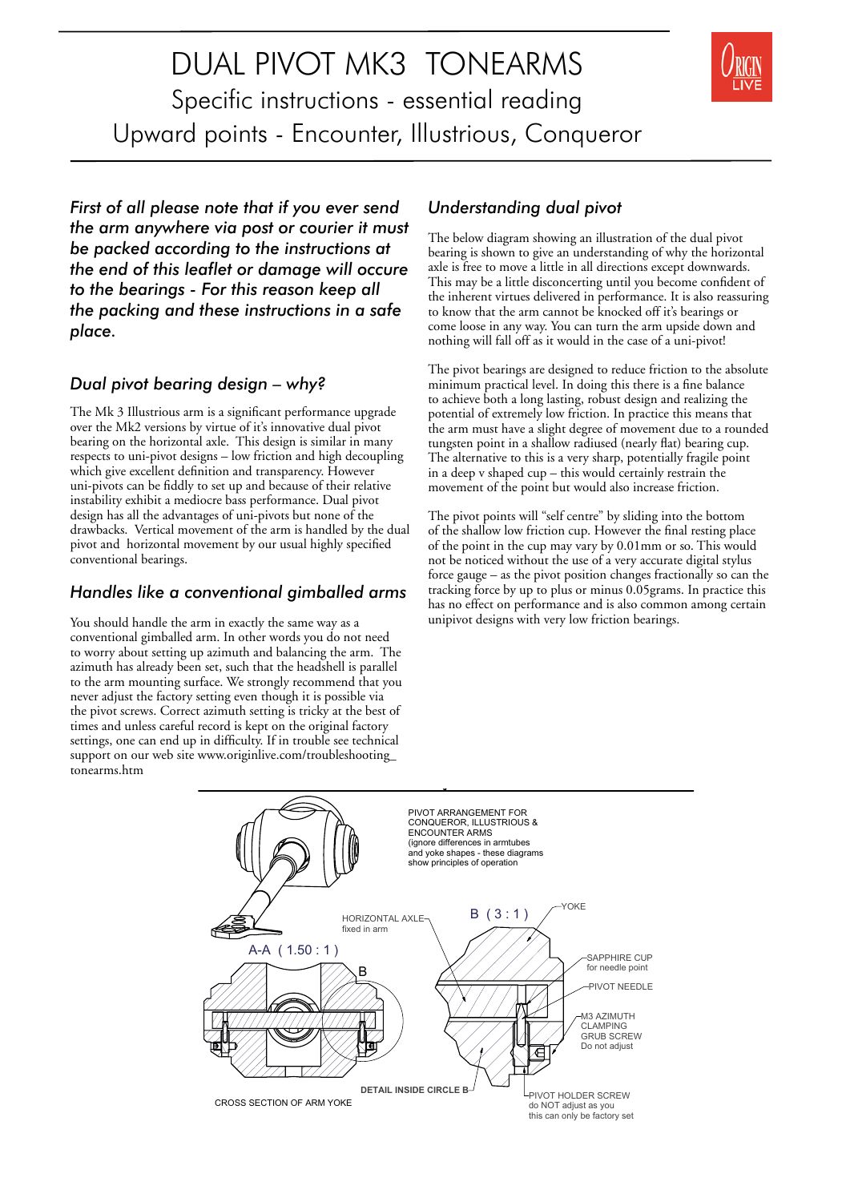# DUAL PIVOT MK3 TONEARMS

## Specific instructions - essential reading

## Upward points - Encounter, Illustrious, Conqueror

*First of all please note that if you ever send the arm anywhere via post or courier it must be packed according to the instructions at the end of this leaflet or damage will occure to the bearings - For this reason keep all the packing and these instructions in a safe place.*

### *Dual pivot bearing design – why?*

The Mk 3 Illustrious arm is a significant performance upgrade over the Mk2 versions by virtue of it's innovative dual pivot bearing on the horizontal axle. This design is similar in many respects to uni-pivot designs – low friction and high decoupling which give excellent definition and transparency. However uni-pivots can be fiddly to set up and because of their relative instability exhibit a mediocre bass performance. Dual pivot design has all the advantages of uni-pivots but none of the drawbacks. Vertical movement of the arm is handled by the dual pivot and horizontal movement by our usual highly specified conventional bearings.

### *Handles like a conventional gimballed arms*

You should handle the arm in exactly the same way as a conventional gimballed arm. In other words you do not need to worry about setting up azimuth and balancing the arm. The azimuth has already been set, such that the headshell is parallel to the arm mounting surface. We strongly recommend that you never adjust the factory setting even though it is possible via the pivot screws. Correct azimuth setting is tricky at the best of times and unless careful record is kept on the original factory settings, one can end up in difficulty. If in trouble see technical support on our web site www.originlive.com/troubleshooting_tonearms.htm

### *Understanding dual pivot*

The below diagram showing an illustration of the dual pivot bearing is shown to give an understanding of why the horizontal axle is free to move a little in all directions except downwards. This may be a little disconcerting until you become confident of the inherent virtues delivered in performance. It is also reassuring to know that the arm cannot be knocked off it's bearings or come loose in any way. You can turn the arm upside down and nothing will fall off as it would in the case of a uni-pivot!

The pivot bearings are designed to reduce friction to the absolute minimum practical level. In doing this there is a fine balance to achieve both a long lasting, robust design and realizing the potential of extremely low friction. In practice this means that the arm must have a slight degree of movement due to a rounded tungsten point in a shallow radiused (nearly flat) bearing cup. The alternative to this is a very sharp, potentially fragile point in a deep v shaped cup – this would certainly restrain the movement of the point but would also increase friction.

The pivot points will "self centre" by sliding into the bottom of the shallow low friction cup. However the final resting place of the point in the cup may vary by 0.01mm or so. This would not be noticed without the use of a very accurate digital stylus force gauge – as the pivot position changes fractionally so can the tracking force by up to plus or minus 0.05grams. In practice this has no effect on performance and is also common among certain unipivot designs with very low friction bearings.

PIVOT ARRANGEMENT FOR CONQUEROR, ILLUSTRIOUS & ENCOUNTER ARMS (ignore differences in armtubes and yoke shapes - these diagrams show principles of operation)

A-A ( 1.50 : 1 )

B ( 3 : 1 )

HORIZONTAL AXLE fixed in arm

YOKE

SAPPHIRE CUP for needle point

PIVOT NEEDLE

M3 AZIMUTH CLAMPING GRUB SCREW Do not adjust

PIVOT HOLDER SCREW do NOT adjust as you this can only be factory set

DETAIL INSIDE CIRCLE B

CROSS SECTION OF ARM YOKE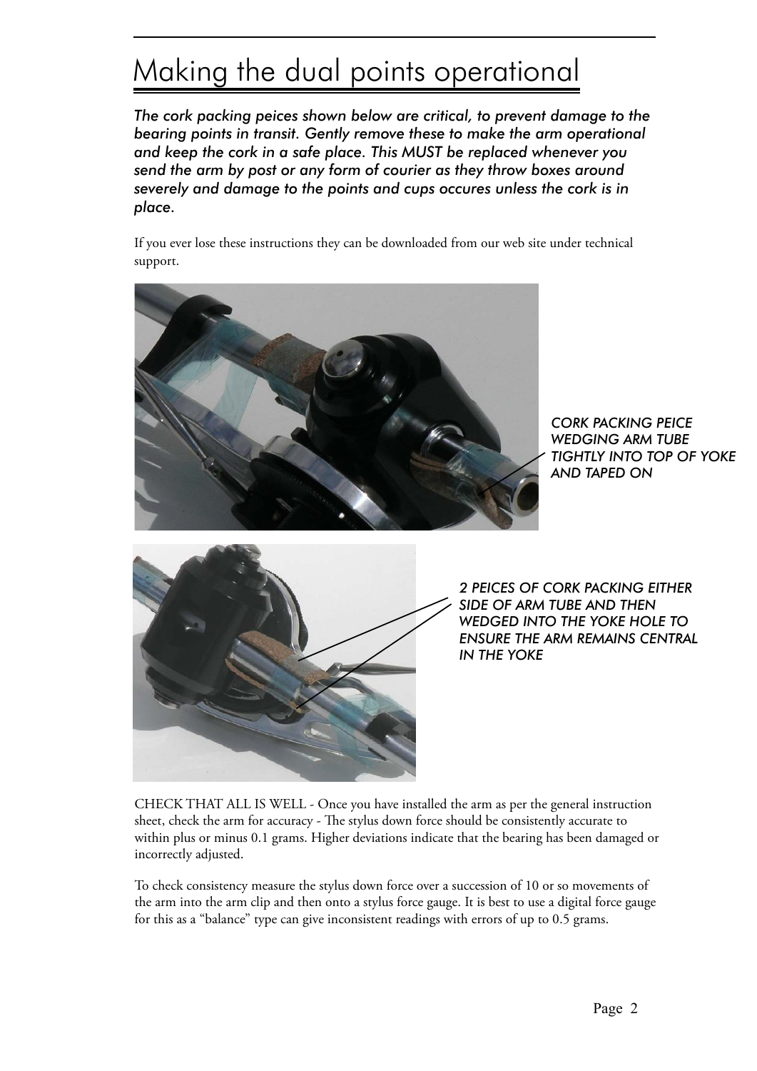# Making the dual points operational

*The cork packing peices shown below are critical, to prevent damage to the bearing points in transit. Gently remove these to make the arm operational and keep the cork in a safe place. This MUST be replaced whenever you send the arm by post or any form of courier as they throw boxes around severely and damage to the points and cups occures unless the cork is in place.*

If you ever lose these instructions they can be downloaded from our web site under technical support.

*CORK PACKING PEICE WEDGING ARM TUBE TIGHTLY INTO TOP OF YOKE AND TAPED ON*

*2 PEICES OF CORK PACKING EITHER SIDE OF ARM TUBE AND THEN WEDGED INTO THE YOKE HOLE TO ENSURE THE ARM REMAINS CENTRAL IN THE YOKE*

CHECK THAT ALL IS WELL - Once you have installed the arm as per the general instruction sheet, check the arm for accuracy - The stylus down force should be consistently accurate to within plus or minus 0.1 grams. Higher deviations indicate that the bearing has been damaged or incorrectly adjusted.

To check consistency measure the stylus down force over a succession of 10 or so movements of the arm into the arm clip and then onto a stylus force gauge. It is best to use a digital force gauge for this as a "balance" type can give inconsistent readings with errors of up to 0.5 grams.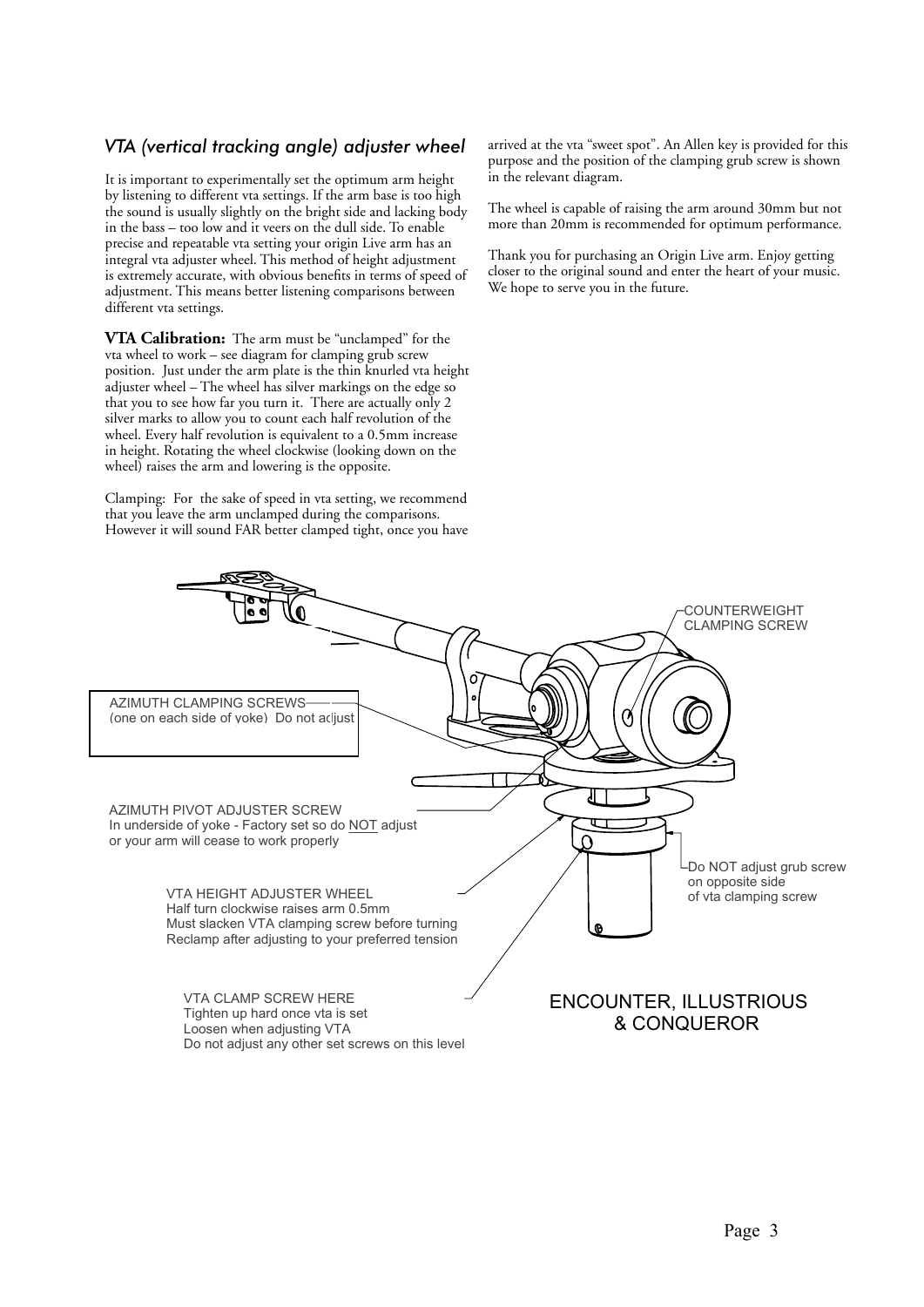## *VTA (vertical tracking angle) adjuster wheel*

It is important to experimentally set the optimum arm height by listening to different vta settings. If the arm base is too high the sound is usually slightly on the bright side and lacking body in the bass – too low and it veers on the dull side. To enable precise and repeatable vta setting your origin Live arm has an integral vta adjuster wheel. This method of height adjustment is extremely accurate, with obvious benefits in terms of speed of adjustment. This means better listening comparisons between different vta settings.

**VTA Calibration:** The arm must be "unclamped" for the vta wheel to work – see diagram for clamping grub screw position. Just under the arm plate is the thin knurled vta height adjuster wheel – The wheel has silver markings on the edge so that you to see how far you turn it. There are actually only 2 silver marks to allow you to count each half revolution of the wheel. Every half revolution is equivalent to a 0.5mm increase in height. Rotating the wheel clockwise (looking down on the wheel) raises the arm and lowering is the opposite.

Clamping: For the sake of speed in vta setting, we recommend that you leave the arm unclamped during the comparisons. However it will sound FAR better clamped tight, once you have arrived at the vta "sweet spot". An Allen key is provided for this purpose and the position of the clamping grub screw is shown in the relevant diagram.

The wheel is capable of raising the arm around 30mm but not more than 20mm is recommended for optimum performance.

Thank you for purchasing an Origin Live arm. Enjoy getting closer to the original sound and enter the heart of your music. We hope to serve you in the future.

COUNTERWEIGHT CLAMPING SCREW

AZIMUTH CLAMPING SCREWS (one on each side of yoke) Do not adjust

AZIMUTH PIVOT ADJUSTER SCREW
In underside of yoke - Factory set so do NOT adjust or your arm will cease to work properly

Do NOT adjust grub screw on opposite side of vta clamping screw

VTA HEIGHT ADJUSTER WHEEL
Half turn clockwise raises arm 0.5mm
Must slacken VTA clamping screw before turning
Reclamp after adjusting to your preferred tension

VTA CLAMP SCREW HERE
Tighten up hard once vta is set
Loosen when adjusting VTA
Do not adjust any other set screws on this level

ENCOUNTER, ILLUSTRIOUS & CONQUEROR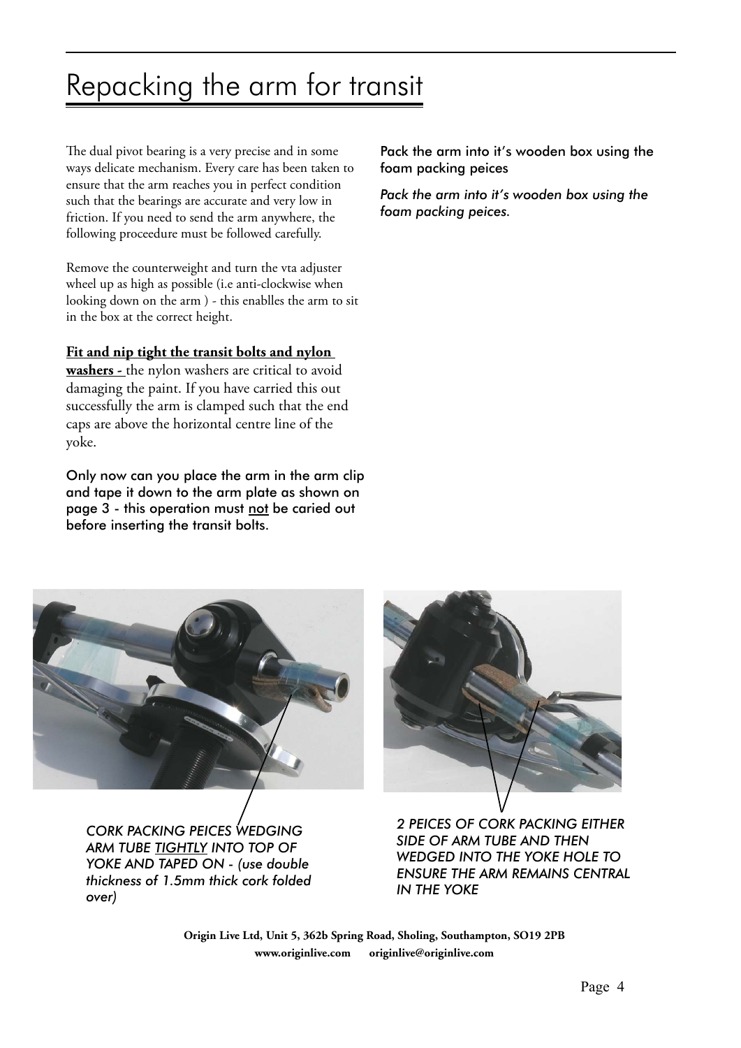# Repacking the arm for transit

The dual pivot bearing is a very precise and in some ways delicate mechanism. Every care has been taken to ensure that the arm reaches you in perfect condition such that the bearings are accurate and very low in friction. If you need to send the arm anywhere, the following proceedure must be followed carefully.

Remove the counterweight and turn the vta adjuster wheel up as high as possible (i.e anti-clockwise when looking down on the arm ) - this enablles the arm to sit in the box at the correct height.

**Fit and nip tight the transit bolts and nylon washers -** the nylon washers are critical to avoid damaging the paint. If you have carried this out successfully the arm is clamped such that the end caps are above the horizontal centre line of the yoke.

Only now can you place the arm in the arm clip and tape it down to the arm plate as shown on page 3 - this operation must not be caried out before inserting the transit bolts.

Pack the arm into it's wooden box using the foam packing peices

*Pack the arm into it's wooden box using the foam packing peices.*

*CORK PACKING PEICES WEDGING ARM TUBE TIGHTLY INTO TOP OF YOKE AND TAPED ON - (use double thickness of 1.5mm thick cork folded over)*

*2 PEICES OF CORK PACKING EITHER SIDE OF ARM TUBE AND THEN WEDGED INTO THE YOKE HOLE TO ENSURE THE ARM REMAINS CENTRAL IN THE YOKE*

**Origin Live Ltd, Unit 5, 362b Spring Road, Sholing, Southampton, SO19 2PB**
**www.originlive.com originlive@originlive.com**